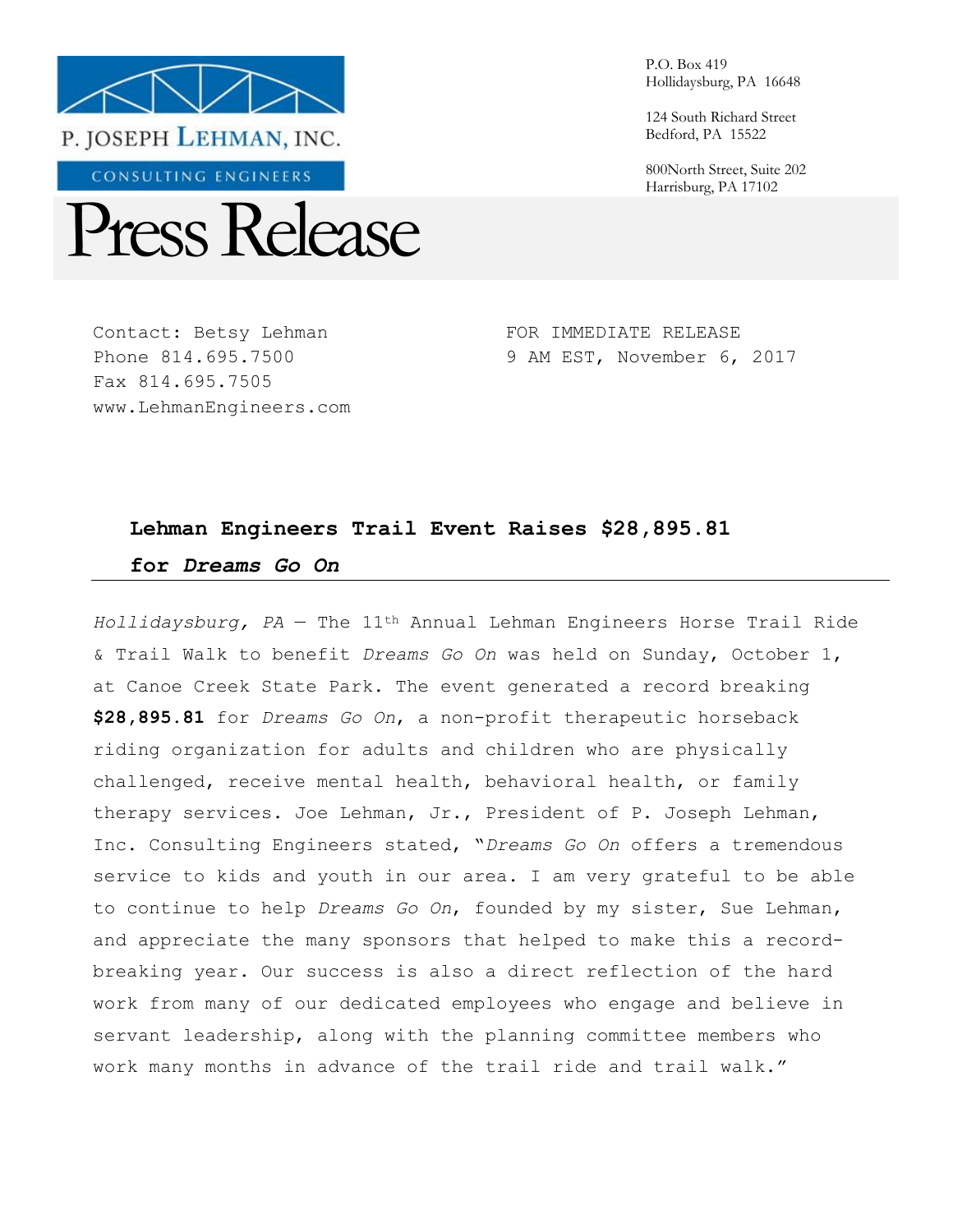P. JOSEPH LEHMAN, INC.

CONSULTING ENGINEERS

P.O. Box 419
Hollidaysburg, PA 16648

124 South Richard Street
Bedford, PA 15522

800North Street, Suite 202
Harrisburg, PA 17102

# Press Release

Contact: Betsy Lehman
Phone 814.695.7500
Fax 814.695.7505
www.LehmanEngineers.com

FOR IMMEDIATE RELEASE
9 AM EST, November 6, 2017

## Lehman Engineers Trail Event Raises $28,895.81 for *Dreams Go On*

*Hollidaysburg, PA* — The 11th Annual Lehman Engineers Horse Trail Ride & Trail Walk to benefit *Dreams Go On* was held on Sunday, October 1, at Canoe Creek State Park. The event generated a record breaking **$28,895.81** for *Dreams Go On*, a non-profit therapeutic horseback riding organization for adults and children who are physically challenged, receive mental health, behavioral health, or family therapy services. Joe Lehman, Jr., President of P. Joseph Lehman, Inc. Consulting Engineers stated, "*Dreams Go On* offers a tremendous service to kids and youth in our area. I am very grateful to be able to continue to help *Dreams Go On*, founded by my sister, Sue Lehman, and appreciate the many sponsors that helped to make this a record-breaking year. Our success is also a direct reflection of the hard work from many of our dedicated employees who engage and believe in servant leadership, along with the planning committee members who work many months in advance of the trail ride and trail walk."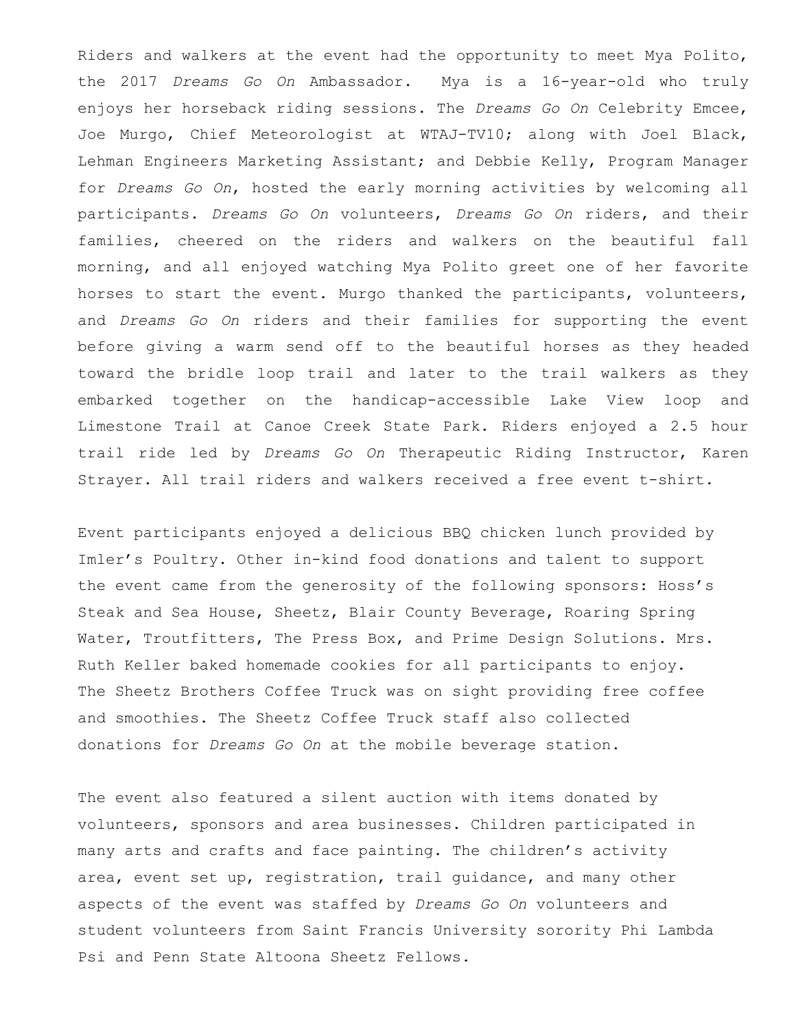Riders and walkers at the event had the opportunity to meet Mya Polito, the 2017 *Dreams Go On* Ambassador. Mya is a 16-year-old who truly enjoys her horseback riding sessions. The *Dreams Go On* Celebrity Emcee, Joe Murgo, Chief Meteorologist at WTAJ-TV10; along with Joel Black, Lehman Engineers Marketing Assistant; and Debbie Kelly, Program Manager for *Dreams Go On*, hosted the early morning activities by welcoming all participants. *Dreams Go On* volunteers, *Dreams Go On* riders, and their families, cheered on the riders and walkers on the beautiful fall morning, and all enjoyed watching Mya Polito greet one of her favorite horses to start the event. Murgo thanked the participants, volunteers, and *Dreams Go On* riders and their families for supporting the event before giving a warm send off to the beautiful horses as they headed toward the bridle loop trail and later to the trail walkers as they embarked together on the handicap-accessible Lake View loop and Limestone Trail at Canoe Creek State Park. Riders enjoyed a 2.5 hour trail ride led by *Dreams Go On* Therapeutic Riding Instructor, Karen Strayer. All trail riders and walkers received a free event t-shirt.

Event participants enjoyed a delicious BBQ chicken lunch provided by Imler's Poultry. Other in-kind food donations and talent to support the event came from the generosity of the following sponsors: Hoss's Steak and Sea House, Sheetz, Blair County Beverage, Roaring Spring Water, Troutfitters, The Press Box, and Prime Design Solutions. Mrs. Ruth Keller baked homemade cookies for all participants to enjoy. The Sheetz Brothers Coffee Truck was on sight providing free coffee and smoothies. The Sheetz Coffee Truck staff also collected donations for *Dreams Go On* at the mobile beverage station.

The event also featured a silent auction with items donated by volunteers, sponsors and area businesses. Children participated in many arts and crafts and face painting. The children's activity area, event set up, registration, trail guidance, and many other aspects of the event was staffed by *Dreams Go On* volunteers and student volunteers from Saint Francis University sorority Phi Lambda Psi and Penn State Altoona Sheetz Fellows.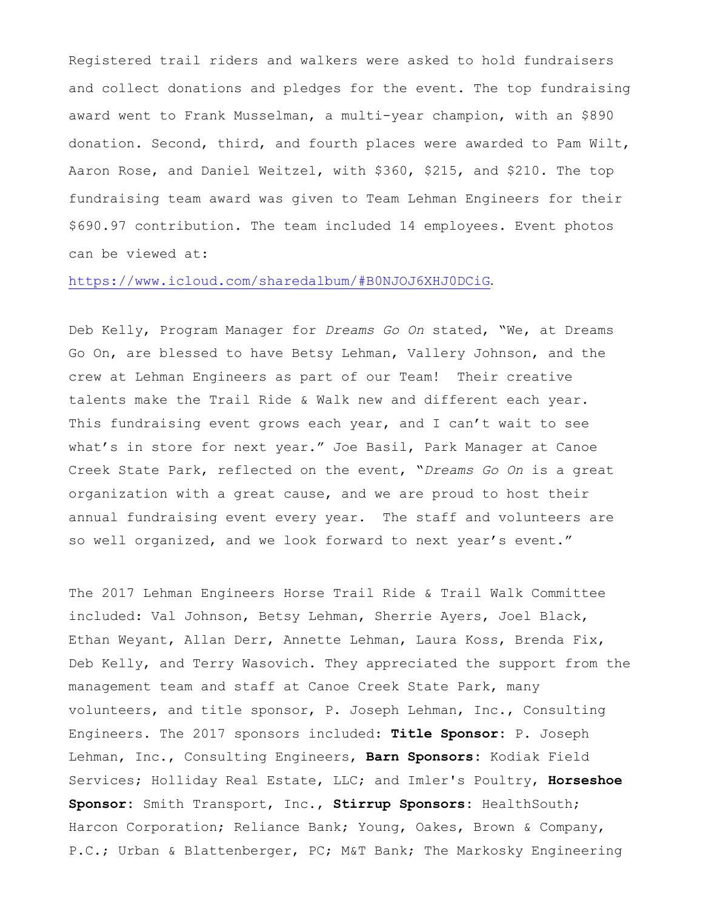Registered trail riders and walkers were asked to hold fundraisers and collect donations and pledges for the event. The top fundraising award went to Frank Musselman, a multi-year champion, with an $890 donation. Second, third, and fourth places were awarded to Pam Wilt, Aaron Rose, and Daniel Weitzel, with $360, $215, and $210. The top fundraising team award was given to Team Lehman Engineers for their $690.97 contribution. The team included 14 employees. Event photos can be viewed at: https://www.icloud.com/sharedalbum/#B0NJOJ6XHJ0DCiG.

Deb Kelly, Program Manager for *Dreams Go On* stated, "We, at Dreams Go On, are blessed to have Betsy Lehman, Vallery Johnson, and the crew at Lehman Engineers as part of our Team! Their creative talents make the Trail Ride & Walk new and different each year. This fundraising event grows each year, and I can't wait to see what's in store for next year." Joe Basil, Park Manager at Canoe Creek State Park, reflected on the event, "*Dreams Go On* is a great organization with a great cause, and we are proud to host their annual fundraising event every year. The staff and volunteers are so well organized, and we look forward to next year's event."

The 2017 Lehman Engineers Horse Trail Ride & Trail Walk Committee included: Val Johnson, Betsy Lehman, Sherrie Ayers, Joel Black, Ethan Weyant, Allan Derr, Annette Lehman, Laura Koss, Brenda Fix, Deb Kelly, and Terry Wasovich. They appreciated the support from the management team and staff at Canoe Creek State Park, many volunteers, and title sponsor, P. Joseph Lehman, Inc., Consulting Engineers. The 2017 sponsors included: **Title Sponsor**: P. Joseph Lehman, Inc., Consulting Engineers, **Barn Sponsors**: Kodiak Field Services; Holliday Real Estate, LLC; and Imler's Poultry, **Horseshoe Sponsor**: Smith Transport, Inc., **Stirrup Sponsors**: HealthSouth; Harcon Corporation; Reliance Bank; Young, Oakes, Brown & Company, P.C.; Urban & Blattenberger, PC; M&T Bank; The Markosky Engineering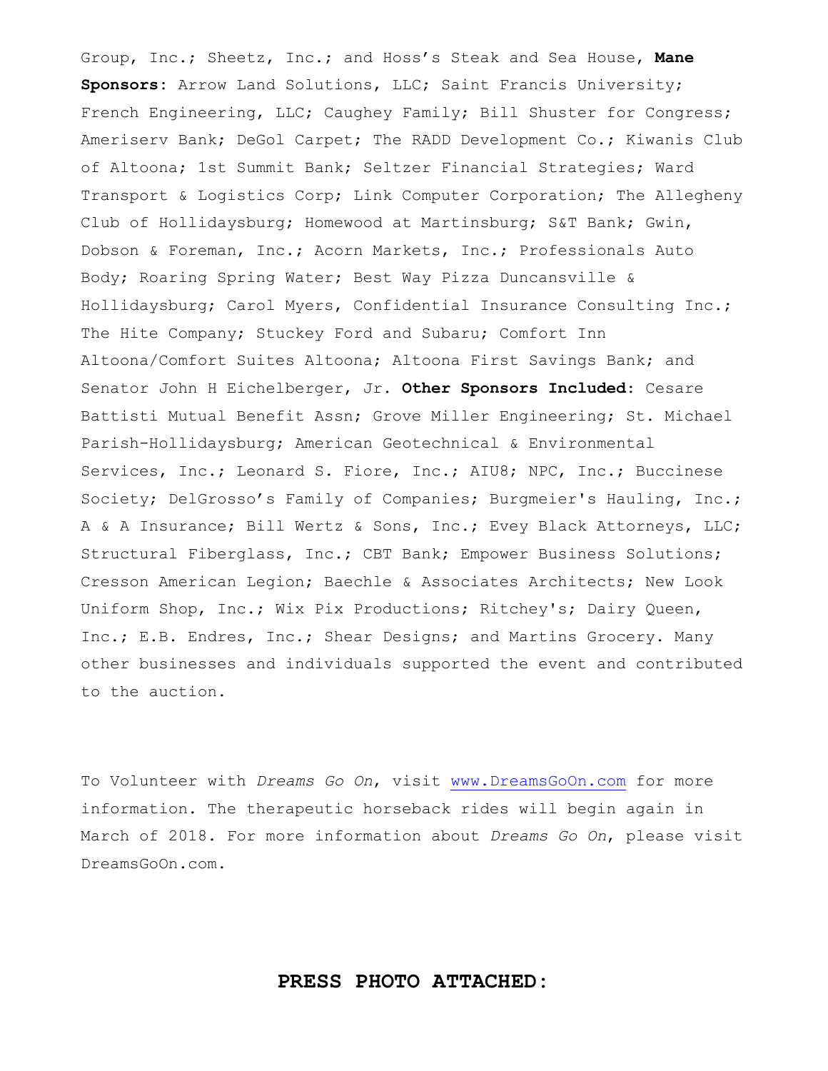Group, Inc.; Sheetz, Inc.; and Hoss's Steak and Sea House, **Mane Sponsors**: Arrow Land Solutions, LLC; Saint Francis University; French Engineering, LLC; Caughey Family; Bill Shuster for Congress; Ameriserv Bank; DeGol Carpet; The RADD Development Co.; Kiwanis Club of Altoona; 1st Summit Bank; Seltzer Financial Strategies; Ward Transport & Logistics Corp; Link Computer Corporation; The Allegheny Club of Hollidaysburg; Homewood at Martinsburg; S&T Bank; Gwin, Dobson & Foreman, Inc.; Acorn Markets, Inc.; Professionals Auto Body; Roaring Spring Water; Best Way Pizza Duncansville & Hollidaysburg; Carol Myers, Confidential Insurance Consulting Inc.; The Hite Company; Stuckey Ford and Subaru; Comfort Inn Altoona/Comfort Suites Altoona; Altoona First Savings Bank; and Senator John H Eichelberger, Jr. **Other Sponsors Included**: Cesare Battisti Mutual Benefit Assn; Grove Miller Engineering; St. Michael Parish-Hollidaysburg; American Geotechnical & Environmental Services, Inc.; Leonard S. Fiore, Inc.; AIU8; NPC, Inc.; Buccinese Society; DelGrosso's Family of Companies; Burgmeier's Hauling, Inc.; A & A Insurance; Bill Wertz & Sons, Inc.; Evey Black Attorneys, LLC; Structural Fiberglass, Inc.; CBT Bank; Empower Business Solutions; Cresson American Legion; Baechle & Associates Architects; New Look Uniform Shop, Inc.; Wix Pix Productions; Ritchey's; Dairy Queen, Inc.; E.B. Endres, Inc.; Shear Designs; and Martins Grocery. Many other businesses and individuals supported the event and contributed to the auction.

To Volunteer with *Dreams Go On*, visit www.DreamsGoOn.com for more information. The therapeutic horseback rides will begin again in March of 2018. For more information about *Dreams Go On*, please visit DreamsGoOn.com.

**PRESS PHOTO ATTACHED:**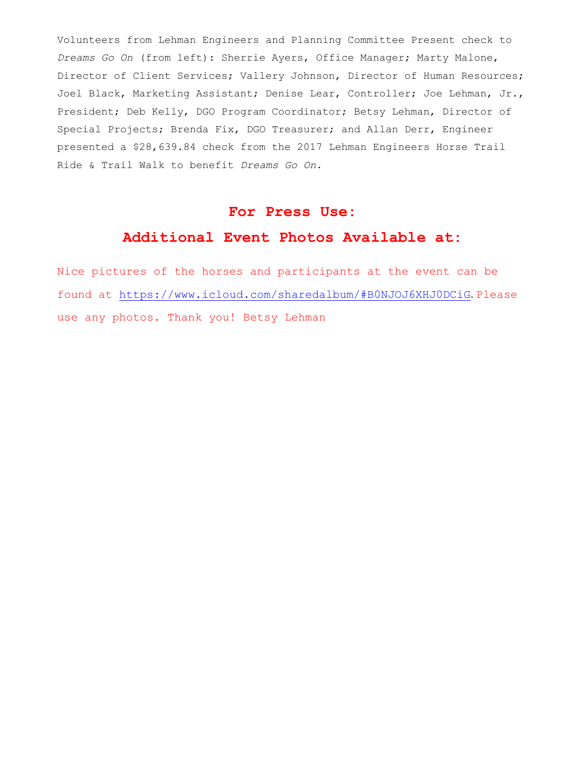Volunteers from Lehman Engineers and Planning Committee Present check to *Dreams Go On* (from left): Sherrie Ayers, Office Manager; Marty Malone, Director of Client Services; Vallery Johnson, Director of Human Resources; Joel Black, Marketing Assistant; Denise Lear, Controller; Joe Lehman, Jr., President; Deb Kelly, DGO Program Coordinator; Betsy Lehman, Director of Special Projects; Brenda Fix, DGO Treasurer; and Allan Derr, Engineer presented a $28,639.84 check from the 2017 Lehman Engineers Horse Trail Ride & Trail Walk to benefit *Dreams Go On*.

## For Press Use:

## Additional Event Photos Available at:

Nice pictures of the horses and participants at the event can be found at https://www.icloud.com/sharedalbum/#B0NJOJ6XHJ0DCiG. Please use any photos. Thank you! Betsy Lehman